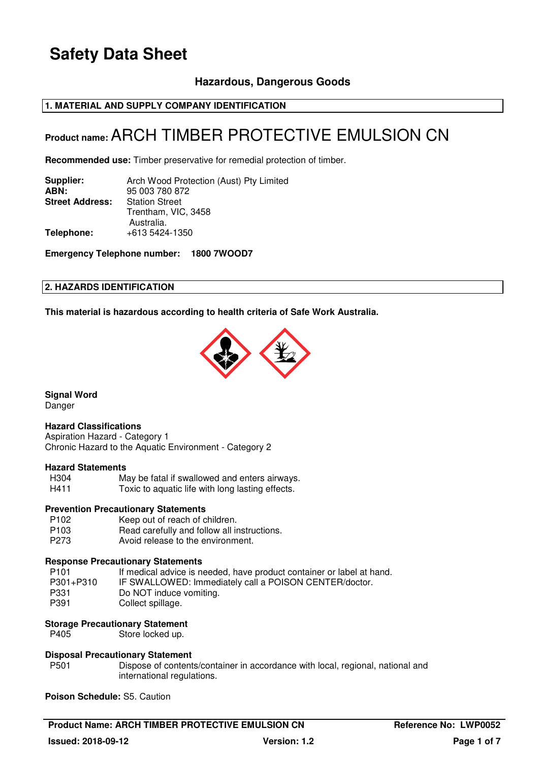# Safety Data Sheet

### Hazardous, Dangerous Goods

## 1. MATERIAL AND SUPPLY COMPANY IDENTIFICATION

**Product name:** ARCH TIMBER PROTECTIVE EMULSION CN

**Recommended use:** Timber preservative for remedial protection of timber.

| | |
|---|---|
| **Supplier:** | Arch Wood Protection (Aust) Pty Limited |
| **ABN:** | 95 003 780 872 |
| **Street Address:** | Station Street<br>Trentham, VIC, 3458<br>Australia. |
| **Telephone:** | +613 5424-1350 |

**Emergency Telephone number: 1800 7WOOD7**

## 2. HAZARDS IDENTIFICATION

**This material is hazardous according to health criteria of Safe Work Australia.**

**Signal Word**
Danger

**Hazard Classifications**
Aspiration Hazard - Category 1
Chronic Hazard to the Aquatic Environment - Category 2

**Hazard Statements**

| | |
|---|---|
| H304 | May be fatal if swallowed and enters airways. |
| H411 | Toxic to aquatic life with long lasting effects. |

**Prevention Precautionary Statements**

| | |
|---|---|
| P102 | Keep out of reach of children. |
| P103 | Read carefully and follow all instructions. |
| P273 | Avoid release to the environment. |

**Response Precautionary Statements**

| | |
|---|---|
| P101 | If medical advice is needed, have product container or label at hand. |
| P301+P310 | IF SWALLOWED: Immediately call a POISON CENTER/doctor. |
| P331 | Do NOT induce vomiting. |
| P391 | Collect spillage. |

**Storage Precautionary Statement**

| | |
|---|---|
| P405 | Store locked up. |

**Disposal Precautionary Statement**

| | |
|---|---|
| P501 | Dispose of contents/container in accordance with local, regional, national and international regulations. |

**Poison Schedule:** S5. Caution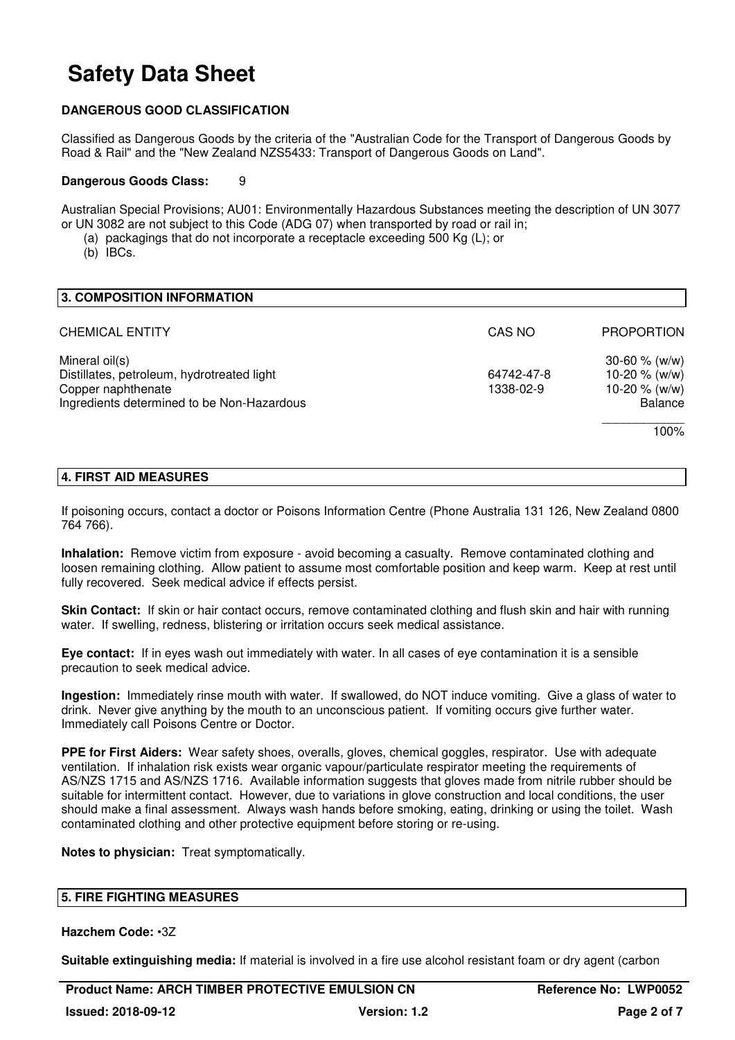# Safety Data Sheet

**DANGEROUS GOOD CLASSIFICATION**

Classified as Dangerous Goods by the criteria of the "Australian Code for the Transport of Dangerous Goods by Road & Rail" and the "New Zealand NZS5433: Transport of Dangerous Goods on Land".

**Dangerous Goods Class:** 9

Australian Special Provisions; AU01: Environmentally Hazardous Substances meeting the description of UN 3077 or UN 3082 are not subject to this Code (ADG 07) when transported by road or rail in;

(a) packagings that do not incorporate a receptacle exceeding 500 Kg (L); or
(b) IBCs.

## 3. COMPOSITION INFORMATION

| CHEMICAL ENTITY | CAS NO | PROPORTION |
|---|---|---|
| Mineral oil(s) | | 30-60 % (w/w) |
| Distillates, petroleum, hydrotreated light | 64742-47-8 | 10-20 % (w/w) |
| Copper naphthenate | 1338-02-9 | 10-20 % (w/w) |
| Ingredients determined to be Non-Hazardous | | Balance |
| | | 100% |

## 4. FIRST AID MEASURES

If poisoning occurs, contact a doctor or Poisons Information Centre (Phone Australia 131 126, New Zealand 0800 764 766).

**Inhalation:** Remove victim from exposure - avoid becoming a casualty. Remove contaminated clothing and loosen remaining clothing. Allow patient to assume most comfortable position and keep warm. Keep at rest until fully recovered. Seek medical advice if effects persist.

**Skin Contact:** If skin or hair contact occurs, remove contaminated clothing and flush skin and hair with running water. If swelling, redness, blistering or irritation occurs seek medical assistance.

**Eye contact:** If in eyes wash out immediately with water. In all cases of eye contamination it is a sensible precaution to seek medical advice.

**Ingestion:** Immediately rinse mouth with water. If swallowed, do NOT induce vomiting. Give a glass of water to drink. Never give anything by the mouth to an unconscious patient. If vomiting occurs give further water. Immediately call Poisons Centre or Doctor.

**PPE for First Aiders:** Wear safety shoes, overalls, gloves, chemical goggles, respirator. Use with adequate ventilation. If inhalation risk exists wear organic vapour/particulate respirator meeting the requirements of AS/NZS 1715 and AS/NZS 1716. Available information suggests that gloves made from nitrile rubber should be suitable for intermittent contact. However, due to variations in glove construction and local conditions, the user should make a final assessment. Always wash hands before smoking, eating, drinking or using the toilet. Wash contaminated clothing and other protective equipment before storing or re-using.

**Notes to physician:** Treat symptomatically.

## 5. FIRE FIGHTING MEASURES

**Hazchem Code:** •3Z

**Suitable extinguishing media:** If material is involved in a fire use alcohol resistant foam or dry agent (carbon

**Product Name: ARCH TIMBER PROTECTIVE EMULSION CN** **Reference No: LWP0052**
**Issued: 2018-09-12** **Version: 1.2**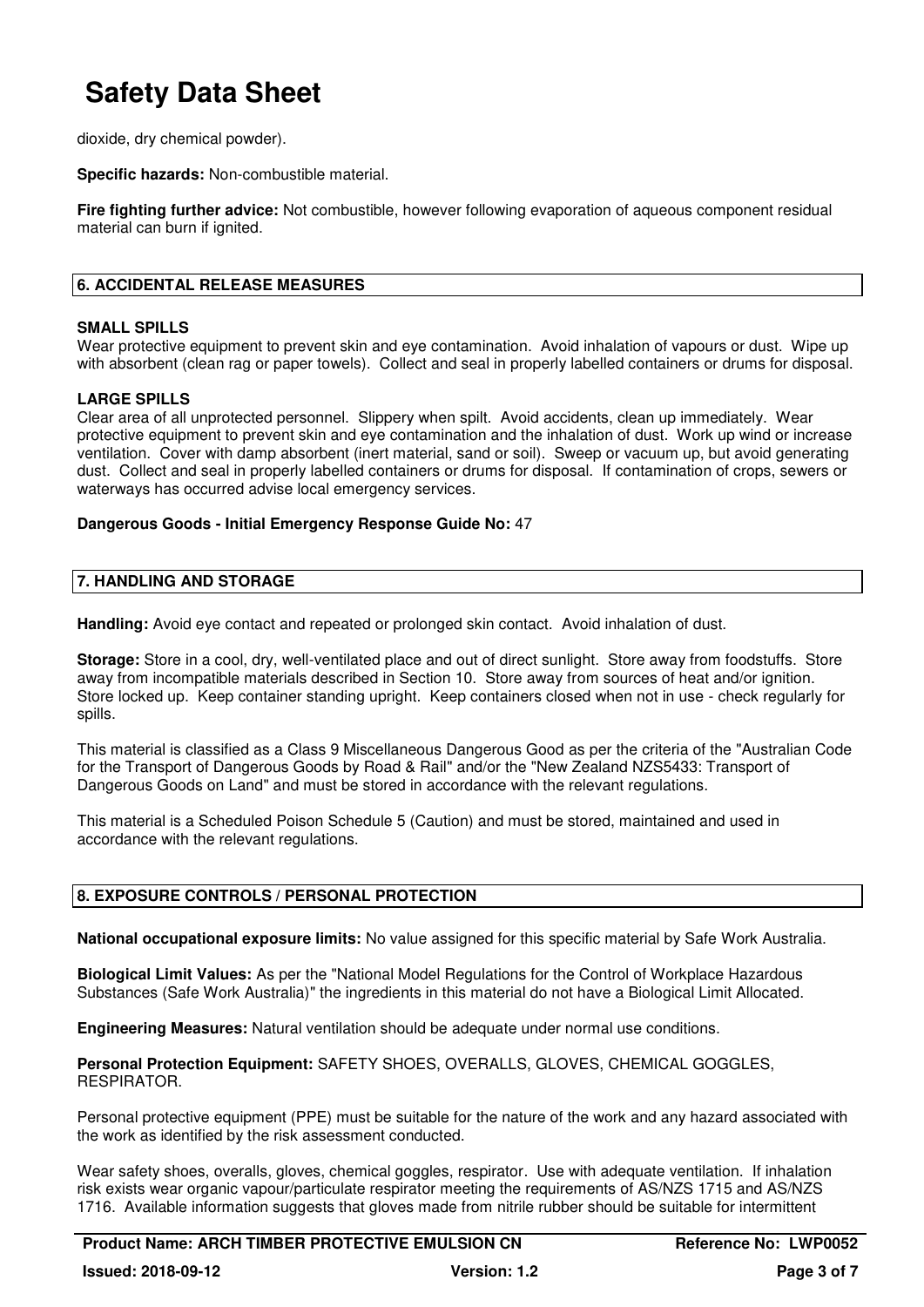dioxide, dry chemical powder).

**Specific hazards:** Non-combustible material.

**Fire fighting further advice:** Not combustible, however following evaporation of aqueous component residual material can burn if ignited.

## 6. ACCIDENTAL RELEASE MEASURES

**SMALL SPILLS**
Wear protective equipment to prevent skin and eye contamination. Avoid inhalation of vapours or dust. Wipe up with absorbent (clean rag or paper towels). Collect and seal in properly labelled containers or drums for disposal.

**LARGE SPILLS**
Clear area of all unprotected personnel. Slippery when spilt. Avoid accidents, clean up immediately. Wear protective equipment to prevent skin and eye contamination and the inhalation of dust. Work up wind or increase ventilation. Cover with damp absorbent (inert material, sand or soil). Sweep or vacuum up, but avoid generating dust. Collect and seal in properly labelled containers or drums for disposal. If contamination of crops, sewers or waterways has occurred advise local emergency services.

**Dangerous Goods - Initial Emergency Response Guide No:** 47

## 7. HANDLING AND STORAGE

**Handling:** Avoid eye contact and repeated or prolonged skin contact. Avoid inhalation of dust.

**Storage:** Store in a cool, dry, well-ventilated place and out of direct sunlight. Store away from foodstuffs. Store away from incompatible materials described in Section 10. Store away from sources of heat and/or ignition. Store locked up. Keep container standing upright. Keep containers closed when not in use - check regularly for spills.

This material is classified as a Class 9 Miscellaneous Dangerous Good as per the criteria of the "Australian Code for the Transport of Dangerous Goods by Road & Rail" and/or the "New Zealand NZS5433: Transport of Dangerous Goods on Land" and must be stored in accordance with the relevant regulations.

This material is a Scheduled Poison Schedule 5 (Caution) and must be stored, maintained and used in accordance with the relevant regulations.

## 8. EXPOSURE CONTROLS / PERSONAL PROTECTION

**National occupational exposure limits:** No value assigned for this specific material by Safe Work Australia.

**Biological Limit Values:** As per the "National Model Regulations for the Control of Workplace Hazardous Substances (Safe Work Australia)" the ingredients in this material do not have a Biological Limit Allocated.

**Engineering Measures:** Natural ventilation should be adequate under normal use conditions.

**Personal Protection Equipment:** SAFETY SHOES, OVERALLS, GLOVES, CHEMICAL GOGGLES, RESPIRATOR.

Personal protective equipment (PPE) must be suitable for the nature of the work and any hazard associated with the work as identified by the risk assessment conducted.

Wear safety shoes, overalls, gloves, chemical goggles, respirator. Use with adequate ventilation. If inhalation risk exists wear organic vapour/particulate respirator meeting the requirements of AS/NZS 1715 and AS/NZS 1716. Available information suggests that gloves made from nitrile rubber should be suitable for intermittent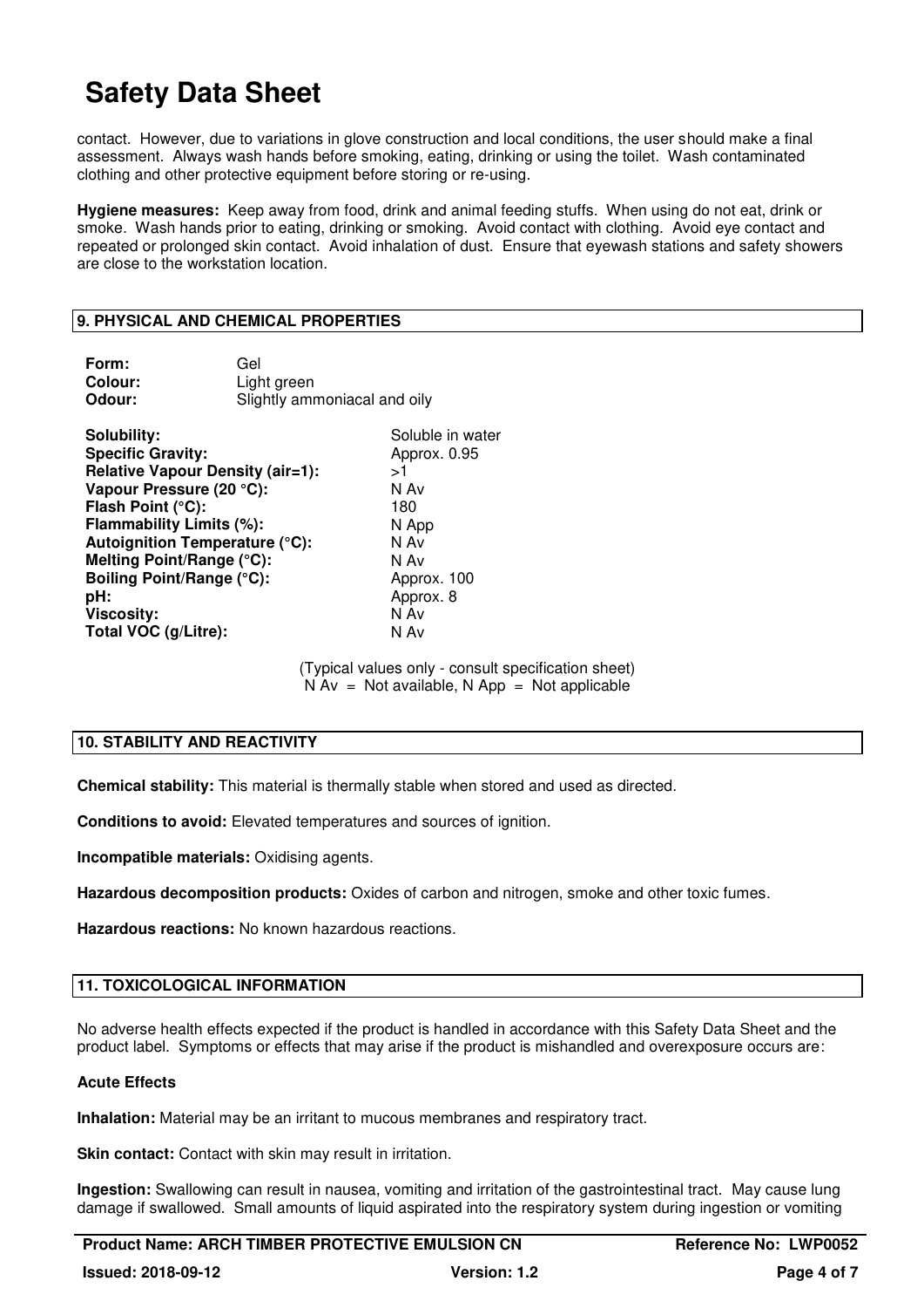contact. However, due to variations in glove construction and local conditions, the user should make a final assessment. Always wash hands before smoking, eating, drinking or using the toilet. Wash contaminated clothing and other protective equipment before storing or re-using.

**Hygiene measures:** Keep away from food, drink and animal feeding stuffs. When using do not eat, drink or smoke. Wash hands prior to eating, drinking or smoking. Avoid contact with clothing. Avoid eye contact and repeated or prolonged skin contact. Avoid inhalation of dust. Ensure that eyewash stations and safety showers are close to the workstation location.

## 9. PHYSICAL AND CHEMICAL PROPERTIES

**Form:** Gel
**Colour:** Light green
**Odour:** Slightly ammoniacal and oily

| | |
|---|---|
| **Solubility:** | Soluble in water |
| **Specific Gravity:** | Approx. 0.95 |
| **Relative Vapour Density (air=1):** | >1 |
| **Vapour Pressure (20 °C):** | N Av |
| **Flash Point (°C):** | 180 |
| **Flammability Limits (%):** | N App |
| **Autoignition Temperature (°C):** | N Av |
| **Melting Point/Range (°C):** | N Av |
| **Boiling Point/Range (°C):** | Approx. 100 |
| **pH:** | Approx. 8 |
| **Viscosity:** | N Av |
| **Total VOC (g/Litre):** | N Av |

(Typical values only - consult specification sheet)
N Av = Not available, N App = Not applicable

## 10. STABILITY AND REACTIVITY

**Chemical stability:** This material is thermally stable when stored and used as directed.

**Conditions to avoid:** Elevated temperatures and sources of ignition.

**Incompatible materials:** Oxidising agents.

**Hazardous decomposition products:** Oxides of carbon and nitrogen, smoke and other toxic fumes.

**Hazardous reactions:** No known hazardous reactions.

## 11. TOXICOLOGICAL INFORMATION

No adverse health effects expected if the product is handled in accordance with this Safety Data Sheet and the product label. Symptoms or effects that may arise if the product is mishandled and overexposure occurs are:

**Acute Effects**

**Inhalation:** Material may be an irritant to mucous membranes and respiratory tract.

**Skin contact:** Contact with skin may result in irritation.

**Ingestion:** Swallowing can result in nausea, vomiting and irritation of the gastrointestinal tract. May cause lung damage if swallowed. Small amounts of liquid aspirated into the respiratory system during ingestion or vomiting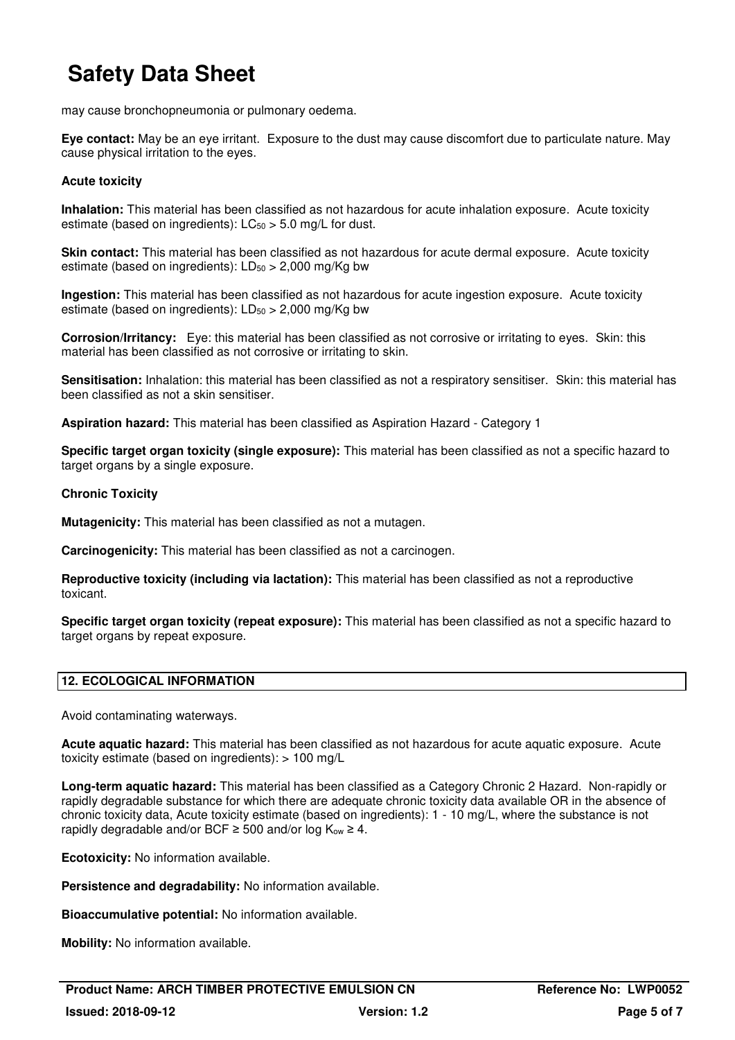may cause bronchopneumonia or pulmonary oedema.

**Eye contact:** May be an eye irritant. Exposure to the dust may cause discomfort due to particulate nature. May cause physical irritation to the eyes.

**Acute toxicity**

**Inhalation:** This material has been classified as not hazardous for acute inhalation exposure. Acute toxicity estimate (based on ingredients): $LC_{50}$ > 5.0 mg/L for dust.

**Skin contact:** This material has been classified as not hazardous for acute dermal exposure. Acute toxicity estimate (based on ingredients): $LD_{50}$ > 2,000 mg/Kg bw

**Ingestion:** This material has been classified as not hazardous for acute ingestion exposure. Acute toxicity estimate (based on ingredients): $LD_{50}$ > 2,000 mg/Kg bw

**Corrosion/Irritancy:** Eye: this material has been classified as not corrosive or irritating to eyes. Skin: this material has been classified as not corrosive or irritating to skin.

**Sensitisation:** Inhalation: this material has been classified as not a respiratory sensitiser. Skin: this material has been classified as not a skin sensitiser.

**Aspiration hazard:** This material has been classified as Aspiration Hazard - Category 1

**Specific target organ toxicity (single exposure):** This material has been classified as not a specific hazard to target organs by a single exposure.

**Chronic Toxicity**

**Mutagenicity:** This material has been classified as not a mutagen.

**Carcinogenicity:** This material has been classified as not a carcinogen.

**Reproductive toxicity (including via lactation):** This material has been classified as not a reproductive toxicant.

**Specific target organ toxicity (repeat exposure):** This material has been classified as not a specific hazard to target organs by repeat exposure.

## 12. ECOLOGICAL INFORMATION

Avoid contaminating waterways.

**Acute aquatic hazard:** This material has been classified as not hazardous for acute aquatic exposure. Acute toxicity estimate (based on ingredients): > 100 mg/L

**Long-term aquatic hazard:** This material has been classified as a Category Chronic 2 Hazard. Non-rapidly or rapidly degradable substance for which there are adequate chronic toxicity data available OR in the absence of chronic toxicity data, Acute toxicity estimate (based on ingredients): 1 - 10 mg/L, where the substance is not rapidly degradable and/or BCF ≥ 500 and/or log $K_{ow}$ ≥ 4.

**Ecotoxicity:** No information available.

**Persistence and degradability:** No information available.

**Bioaccumulative potential:** No information available.

**Mobility:** No information available.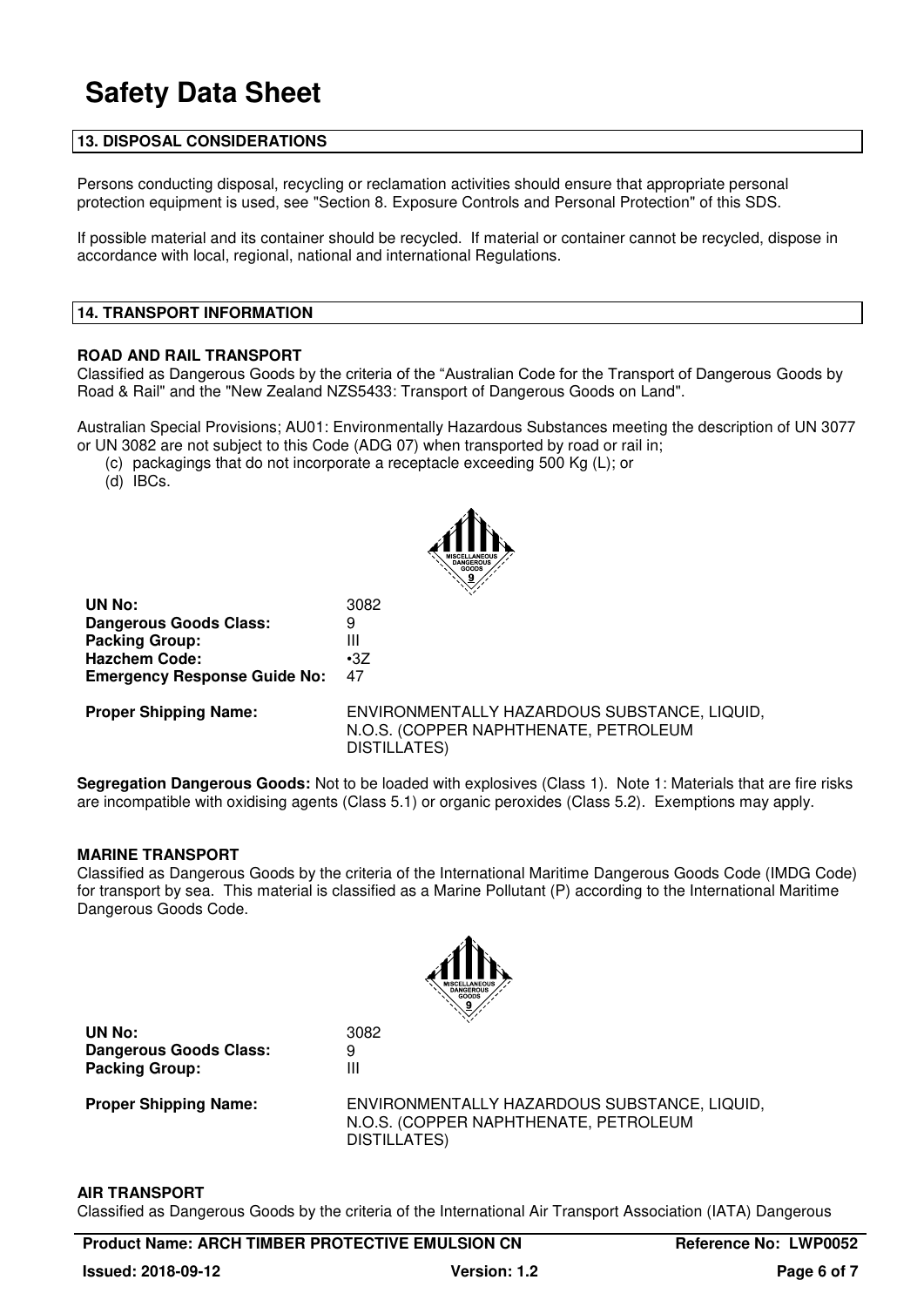# Safety Data Sheet

## 13. DISPOSAL CONSIDERATIONS

Persons conducting disposal, recycling or reclamation activities should ensure that appropriate personal protection equipment is used, see "Section 8. Exposure Controls and Personal Protection" of this SDS.

If possible material and its container should be recycled. If material or container cannot be recycled, dispose in accordance with local, regional, national and international Regulations.

## 14. TRANSPORT INFORMATION

### ROAD AND RAIL TRANSPORT

Classified as Dangerous Goods by the criteria of the "Australian Code for the Transport of Dangerous Goods by Road & Rail" and the "New Zealand NZS5433: Transport of Dangerous Goods on Land".

Australian Special Provisions; AU01: Environmentally Hazardous Substances meeting the description of UN 3077 or UN 3082 are not subject to this Code (ADG 07) when transported by road or rail in;

(c) packagings that do not incorporate a receptacle exceeding 500 Kg (L); or
(d) IBCs.

| | |
|---|---|
| **UN No:** | 3082 |
| **Dangerous Goods Class:** | 9 |
| **Packing Group:** | III |
| **Hazchem Code:** | •3Z |
| **Emergency Response Guide No:** | 47 |
| **Proper Shipping Name:** | ENVIRONMENTALLY HAZARDOUS SUBSTANCE, LIQUID, N.O.S. (COPPER NAPHTHENATE, PETROLEUM DISTILLATES) |

**Segregation Dangerous Goods:** Not to be loaded with explosives (Class 1). Note 1: Materials that are fire risks are incompatible with oxidising agents (Class 5.1) or organic peroxides (Class 5.2). Exemptions may apply.

### MARINE TRANSPORT

Classified as Dangerous Goods by the criteria of the International Maritime Dangerous Goods Code (IMDG Code) for transport by sea. This material is classified as a Marine Pollutant (P) according to the International Maritime Dangerous Goods Code.

| | |
|---|---|
| **UN No:** | 3082 |
| **Dangerous Goods Class:** | 9 |
| **Packing Group:** | III |
| **Proper Shipping Name:** | ENVIRONMENTALLY HAZARDOUS SUBSTANCE, LIQUID, N.O.S. (COPPER NAPHTHENATE, PETROLEUM DISTILLATES) |

### AIR TRANSPORT

Classified as Dangerous Goods by the criteria of the International Air Transport Association (IATA) Dangerous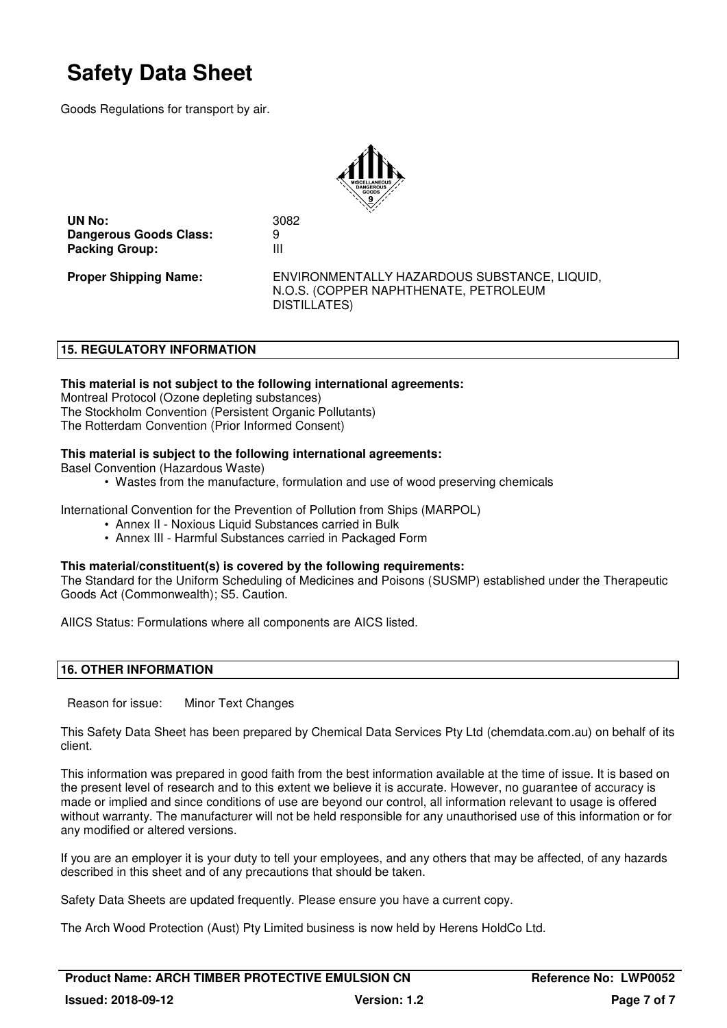Goods Regulations for transport by air.

| | |
|---|---|
| **UN No:** | 3082 |
| **Dangerous Goods Class:** | 9 |
| **Packing Group:** | III |
| **Proper Shipping Name:** | ENVIRONMENTALLY HAZARDOUS SUBSTANCE, LIQUID, N.O.S. (COPPER NAPHTHENATE, PETROLEUM DISTILLATES) |

## 15. REGULATORY INFORMATION

**This material is not subject to the following international agreements:**
Montreal Protocol (Ozone depleting substances)
The Stockholm Convention (Persistent Organic Pollutants)
The Rotterdam Convention (Prior Informed Consent)

**This material is subject to the following international agreements:**
Basel Convention (Hazardous Waste)

- Wastes from the manufacture, formulation and use of wood preserving chemicals

International Convention for the Prevention of Pollution from Ships (MARPOL)

- Annex II - Noxious Liquid Substances carried in Bulk
- Annex III - Harmful Substances carried in Packaged Form

**This material/constituent(s) is covered by the following requirements:**
The Standard for the Uniform Scheduling of Medicines and Poisons (SUSMP) established under the Therapeutic Goods Act (Commonwealth); S5. Caution.

AIICS Status: Formulations where all components are AICS listed.

## 16. OTHER INFORMATION

Reason for issue: Minor Text Changes

This Safety Data Sheet has been prepared by Chemical Data Services Pty Ltd (chemdata.com.au) on behalf of its client.

This information was prepared in good faith from the best information available at the time of issue. It is based on the present level of research and to this extent we believe it is accurate. However, no guarantee of accuracy is made or implied and since conditions of use are beyond our control, all information relevant to usage is offered without warranty. The manufacturer will not be held responsible for any unauthorised use of this information or for any modified or altered versions.

If you are an employer it is your duty to tell your employees, and any others that may be affected, of any hazards described in this sheet and of any precautions that should be taken.

Safety Data Sheets are updated frequently. Please ensure you have a current copy.

The Arch Wood Protection (Aust) Pty Limited business is now held by Herens HoldCo Ltd.